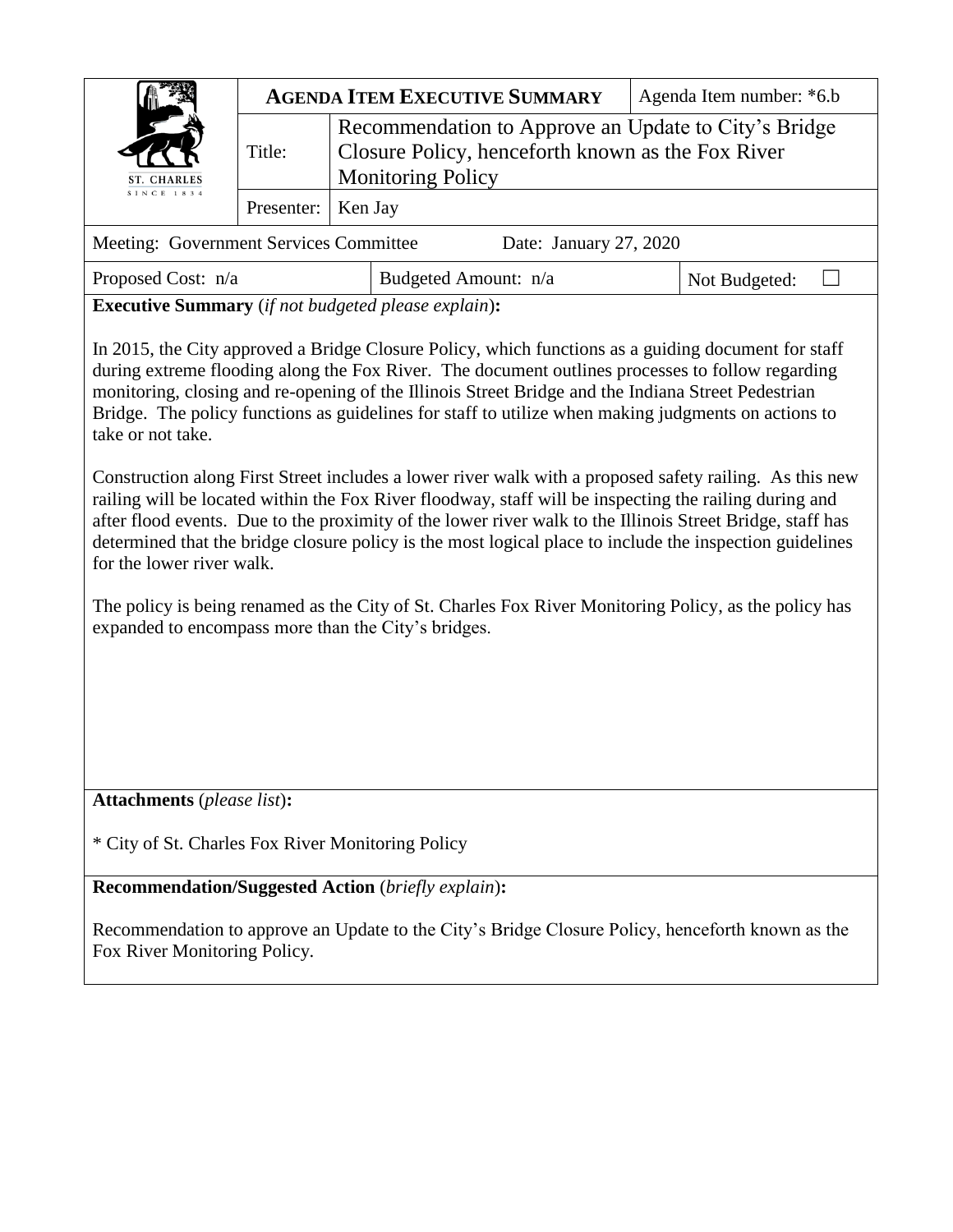| | | | | |
|---|---|---|---|---|
| ST. CHARLES SINCE 1834 | **AGENDA ITEM EXECUTIVE SUMMARY** | | Agenda Item number: *6.b | |
| | Title: | Recommendation to Approve an Update to City's Bridge Closure Policy, henceforth known as the Fox River Monitoring Policy | | |
| | Presenter: | Ken Jay | | |
| Meeting: Government Services Committee | | Date: January 27, 2020 | | |
| Proposed Cost: n/a | | Budgeted Amount: n/a | | Not Budgeted: ☐ |

**Executive Summary** (*if not budgeted please explain*)**:**

In 2015, the City approved a Bridge Closure Policy, which functions as a guiding document for staff during extreme flooding along the Fox River. The document outlines processes to follow regarding monitoring, closing and re-opening of the Illinois Street Bridge and the Indiana Street Pedestrian Bridge. The policy functions as guidelines for staff to utilize when making judgments on actions to take or not take.

Construction along First Street includes a lower river walk with a proposed safety railing. As this new railing will be located within the Fox River floodway, staff will be inspecting the railing during and after flood events. Due to the proximity of the lower river walk to the Illinois Street Bridge, staff has determined that the bridge closure policy is the most logical place to include the inspection guidelines for the lower river walk.

The policy is being renamed as the City of St. Charles Fox River Monitoring Policy, as the policy has expanded to encompass more than the City's bridges.

**Attachments** (*please list*)**:**

* City of St. Charles Fox River Monitoring Policy

**Recommendation/Suggested Action** (*briefly explain*)**:**

Recommendation to approve an Update to the City's Bridge Closure Policy, henceforth known as the Fox River Monitoring Policy.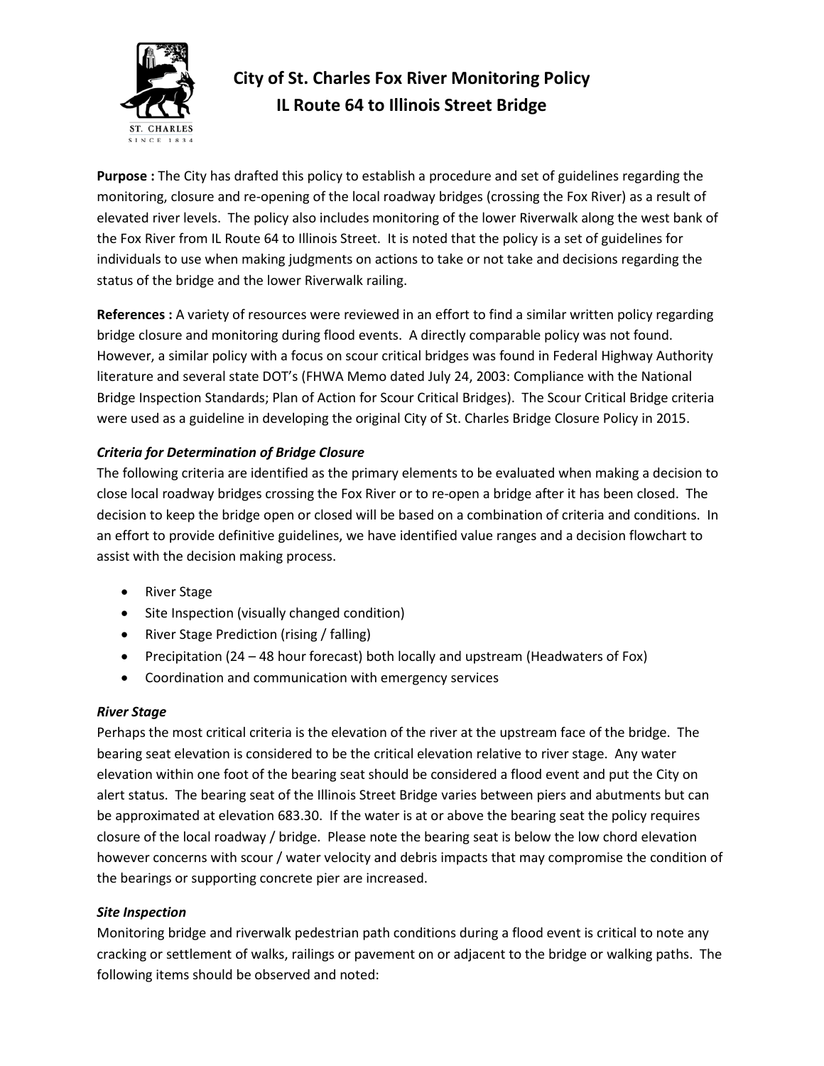# City of St. Charles Fox River Monitoring Policy
## IL Route 64 to Illinois Street Bridge

**Purpose :** The City has drafted this policy to establish a procedure and set of guidelines regarding the monitoring, closure and re-opening of the local roadway bridges (crossing the Fox River) as a result of elevated river levels. The policy also includes monitoring of the lower Riverwalk along the west bank of the Fox River from IL Route 64 to Illinois Street. It is noted that the policy is a set of guidelines for individuals to use when making judgments on actions to take or not take and decisions regarding the status of the bridge and the lower Riverwalk railing.

**References :** A variety of resources were reviewed in an effort to find a similar written policy regarding bridge closure and monitoring during flood events. A directly comparable policy was not found. However, a similar policy with a focus on scour critical bridges was found in Federal Highway Authority literature and several state DOT's (FHWA Memo dated July 24, 2003: Compliance with the National Bridge Inspection Standards; Plan of Action for Scour Critical Bridges). The Scour Critical Bridge criteria were used as a guideline in developing the original City of St. Charles Bridge Closure Policy in 2015.

### *Criteria for Determination of Bridge Closure*

The following criteria are identified as the primary elements to be evaluated when making a decision to close local roadway bridges crossing the Fox River or to re-open a bridge after it has been closed. The decision to keep the bridge open or closed will be based on a combination of criteria and conditions. In an effort to provide definitive guidelines, we have identified value ranges and a decision flowchart to assist with the decision making process.

- River Stage
- Site Inspection (visually changed condition)
- River Stage Prediction (rising / falling)
- Precipitation (24 – 48 hour forecast) both locally and upstream (Headwaters of Fox)
- Coordination and communication with emergency services

### *River Stage*

Perhaps the most critical criteria is the elevation of the river at the upstream face of the bridge. The bearing seat elevation is considered to be the critical elevation relative to river stage. Any water elevation within one foot of the bearing seat should be considered a flood event and put the City on alert status. The bearing seat of the Illinois Street Bridge varies between piers and abutments but can be approximated at elevation 683.30. If the water is at or above the bearing seat the policy requires closure of the local roadway / bridge. Please note the bearing seat is below the low chord elevation however concerns with scour / water velocity and debris impacts that may compromise the condition of the bearings or supporting concrete pier are increased.

### *Site Inspection*

Monitoring bridge and riverwalk pedestrian path conditions during a flood event is critical to note any cracking or settlement of walks, railings or pavement on or adjacent to the bridge or walking paths. The following items should be observed and noted: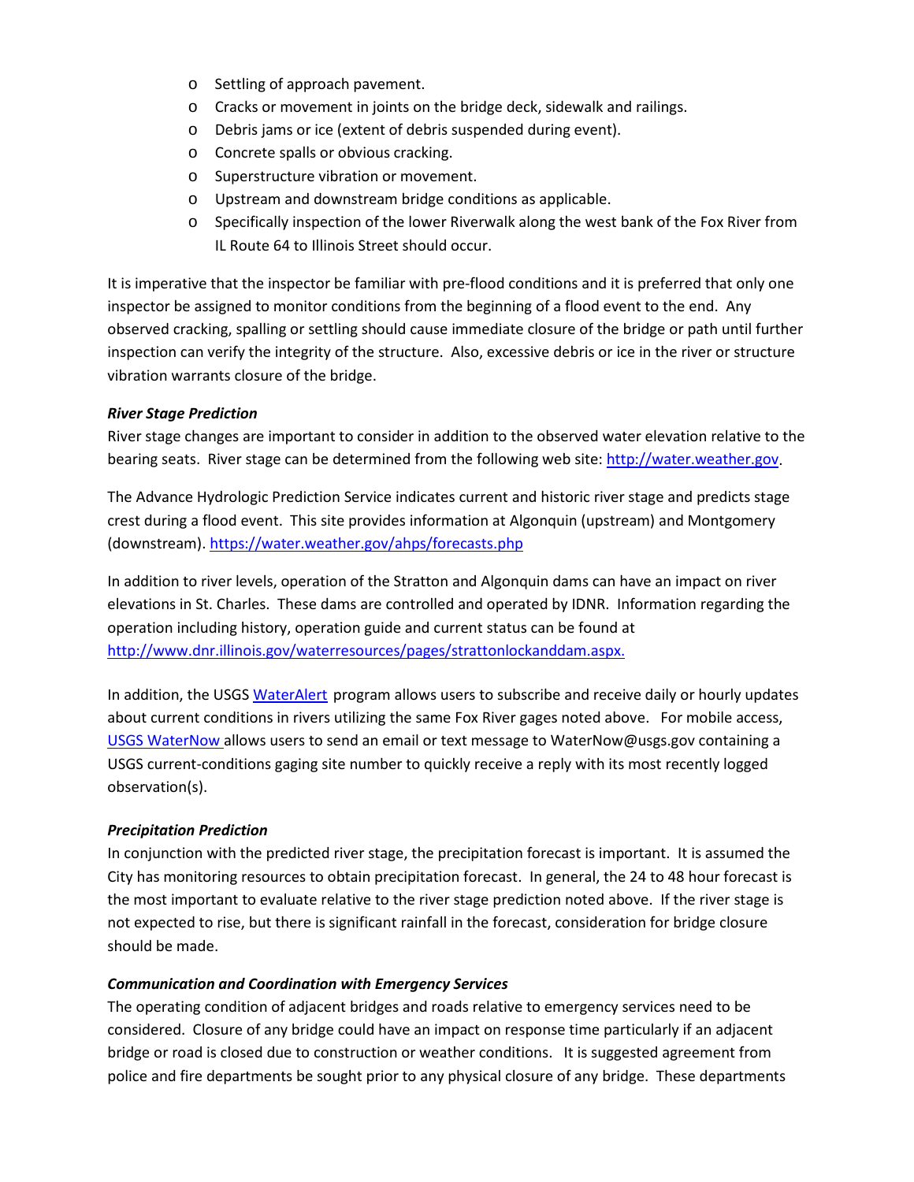- Settling of approach pavement.
- Cracks or movement in joints on the bridge deck, sidewalk and railings.
- Debris jams or ice (extent of debris suspended during event).
- Concrete spalls or obvious cracking.
- Superstructure vibration or movement.
- Upstream and downstream bridge conditions as applicable.
- Specifically inspection of the lower Riverwalk along the west bank of the Fox River from IL Route 64 to Illinois Street should occur.

It is imperative that the inspector be familiar with pre-flood conditions and it is preferred that only one inspector be assigned to monitor conditions from the beginning of a flood event to the end. Any observed cracking, spalling or settling should cause immediate closure of the bridge or path until further inspection can verify the integrity of the structure. Also, excessive debris or ice in the river or structure vibration warrants closure of the bridge.

***River Stage Prediction***

River stage changes are important to consider in addition to the observed water elevation relative to the bearing seats. River stage can be determined from the following web site: http://water.weather.gov.

The Advance Hydrologic Prediction Service indicates current and historic river stage and predicts stage crest during a flood event. This site provides information at Algonquin (upstream) and Montgomery (downstream). https://water.weather.gov/ahps/forecasts.php

In addition to river levels, operation of the Stratton and Algonquin dams can have an impact on river elevations in St. Charles. These dams are controlled and operated by IDNR. Information regarding the operation including history, operation guide and current status can be found at http://www.dnr.illinois.gov/waterresources/pages/strattonlockanddam.aspx.

In addition, the USGS WaterAlert program allows users to subscribe and receive daily or hourly updates about current conditions in rivers utilizing the same Fox River gages noted above. For mobile access, USGS WaterNow allows users to send an email or text message to WaterNow@usgs.gov containing a USGS current-conditions gaging site number to quickly receive a reply with its most recently logged observation(s).

***Precipitation Prediction***

In conjunction with the predicted river stage, the precipitation forecast is important. It is assumed the City has monitoring resources to obtain precipitation forecast. In general, the 24 to 48 hour forecast is the most important to evaluate relative to the river stage prediction noted above. If the river stage is not expected to rise, but there is significant rainfall in the forecast, consideration for bridge closure should be made.

***Communication and Coordination with Emergency Services***

The operating condition of adjacent bridges and roads relative to emergency services need to be considered. Closure of any bridge could have an impact on response time particularly if an adjacent bridge or road is closed due to construction or weather conditions. It is suggested agreement from police and fire departments be sought prior to any physical closure of any bridge. These departments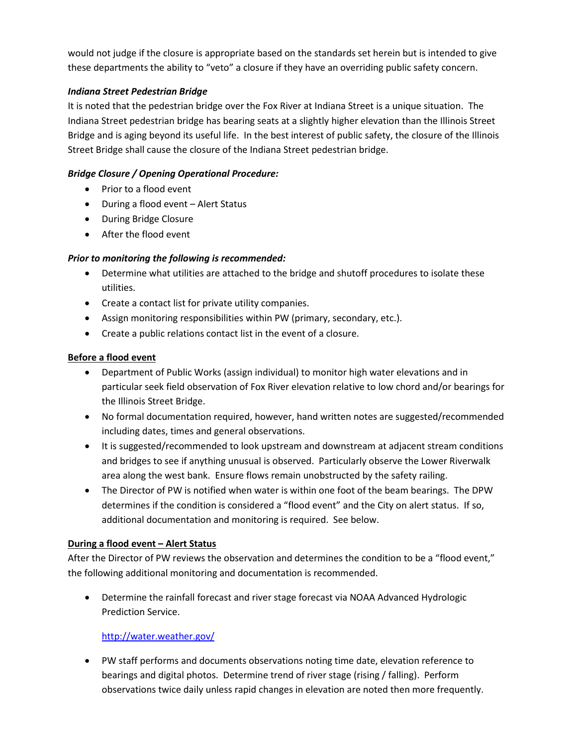would not judge if the closure is appropriate based on the standards set herein but is intended to give these departments the ability to "veto" a closure if they have an overriding public safety concern.

***Indiana Street Pedestrian Bridge***

It is noted that the pedestrian bridge over the Fox River at Indiana Street is a unique situation. The Indiana Street pedestrian bridge has bearing seats at a slightly higher elevation than the Illinois Street Bridge and is aging beyond its useful life. In the best interest of public safety, the closure of the Illinois Street Bridge shall cause the closure of the Indiana Street pedestrian bridge.

***Bridge Closure / Opening Operational Procedure:***

- Prior to a flood event
- During a flood event – Alert Status
- During Bridge Closure
- After the flood event

***Prior to monitoring the following is recommended:***

- Determine what utilities are attached to the bridge and shutoff procedures to isolate these utilities.
- Create a contact list for private utility companies.
- Assign monitoring responsibilities within PW (primary, secondary, etc.).
- Create a public relations contact list in the event of a closure.

**<u>Before a flood event</u>**

- Department of Public Works (assign individual) to monitor high water elevations and in particular seek field observation of Fox River elevation relative to low chord and/or bearings for the Illinois Street Bridge.
- No formal documentation required, however, hand written notes are suggested/recommended including dates, times and general observations.
- It is suggested/recommended to look upstream and downstream at adjacent stream conditions and bridges to see if anything unusual is observed. Particularly observe the Lower Riverwalk area along the west bank. Ensure flows remain unobstructed by the safety railing.
- The Director of PW is notified when water is within one foot of the beam bearings. The DPW determines if the condition is considered a "flood event" and the City on alert status. If so, additional documentation and monitoring is required. See below.

**<u>During a flood event – Alert Status</u>**

After the Director of PW reviews the observation and determines the condition to be a "flood event," the following additional monitoring and documentation is recommended.

- Determine the rainfall forecast and river stage forecast via NOAA Advanced Hydrologic Prediction Service.

  [http://water.weather.gov/](http://water.weather.gov/)

- PW staff performs and documents observations noting time date, elevation reference to bearings and digital photos. Determine trend of river stage (rising / falling). Perform observations twice daily unless rapid changes in elevation are noted then more frequently.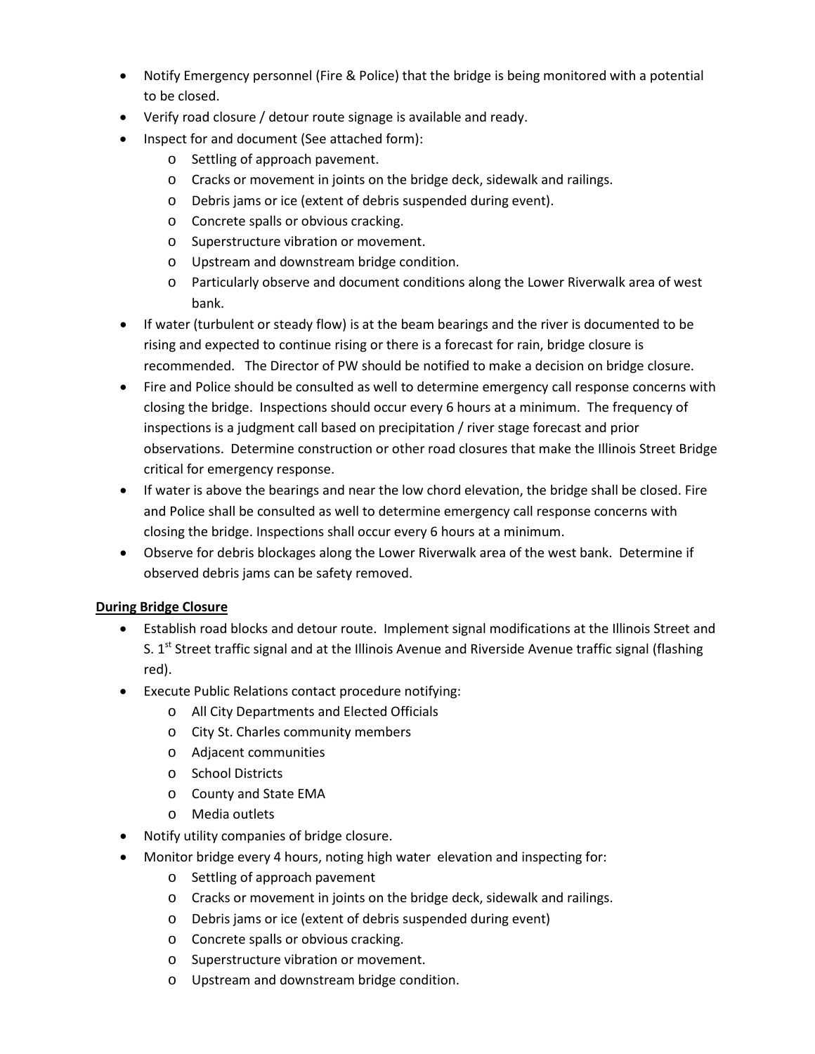- Notify Emergency personnel (Fire & Police) that the bridge is being monitored with a potential to be closed.
- Verify road closure / detour route signage is available and ready.
- Inspect for and document (See attached form):
  - Settling of approach pavement.
  - Cracks or movement in joints on the bridge deck, sidewalk and railings.
  - Debris jams or ice (extent of debris suspended during event).
  - Concrete spalls or obvious cracking.
  - Superstructure vibration or movement.
  - Upstream and downstream bridge condition.
  - Particularly observe and document conditions along the Lower Riverwalk area of west bank.
- If water (turbulent or steady flow) is at the beam bearings and the river is documented to be rising and expected to continue rising or there is a forecast for rain, bridge closure is recommended. The Director of PW should be notified to make a decision on bridge closure.
- Fire and Police should be consulted as well to determine emergency call response concerns with closing the bridge. Inspections should occur every 6 hours at a minimum. The frequency of inspections is a judgment call based on precipitation / river stage forecast and prior observations. Determine construction or other road closures that make the Illinois Street Bridge critical for emergency response.
- If water is above the bearings and near the low chord elevation, the bridge shall be closed. Fire and Police shall be consulted as well to determine emergency call response concerns with closing the bridge. Inspections shall occur every 6 hours at a minimum.
- Observe for debris blockages along the Lower Riverwalk area of the west bank. Determine if observed debris jams can be safety removed.

**<u>During Bridge Closure</u>**

- Establish road blocks and detour route. Implement signal modifications at the Illinois Street and S. 1st Street traffic signal and at the Illinois Avenue and Riverside Avenue traffic signal (flashing red).
- Execute Public Relations contact procedure notifying:
  - All City Departments and Elected Officials
  - City St. Charles community members
  - Adjacent communities
  - School Districts
  - County and State EMA
  - Media outlets
- Notify utility companies of bridge closure.
- Monitor bridge every 4 hours, noting high water elevation and inspecting for:
  - Settling of approach pavement
  - Cracks or movement in joints on the bridge deck, sidewalk and railings.
  - Debris jams or ice (extent of debris suspended during event)
  - Concrete spalls or obvious cracking.
  - Superstructure vibration or movement.
  - Upstream and downstream bridge condition.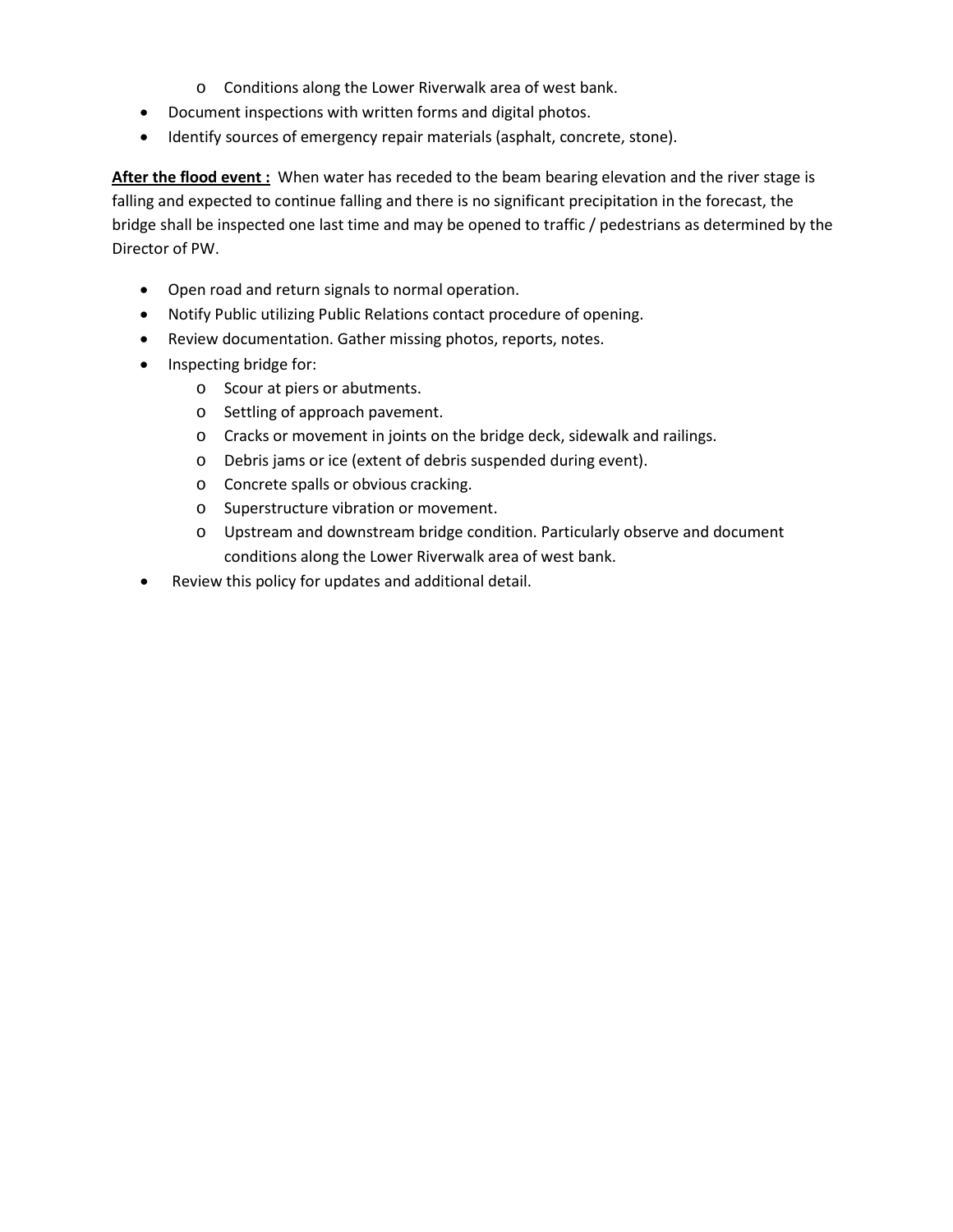- Conditions along the Lower Riverwalk area of west bank.

- Document inspections with written forms and digital photos.
- Identify sources of emergency repair materials (asphalt, concrete, stone).

**After the flood event :** When water has receded to the beam bearing elevation and the river stage is falling and expected to continue falling and there is no significant precipitation in the forecast, the bridge shall be inspected one last time and may be opened to traffic / pedestrians as determined by the Director of PW.

- Open road and return signals to normal operation.
- Notify Public utilizing Public Relations contact procedure of opening.
- Review documentation. Gather missing photos, reports, notes.
- Inspecting bridge for:
  - Scour at piers or abutments.
  - Settling of approach pavement.
  - Cracks or movement in joints on the bridge deck, sidewalk and railings.
  - Debris jams or ice (extent of debris suspended during event).
  - Concrete spalls or obvious cracking.
  - Superstructure vibration or movement.
  - Upstream and downstream bridge condition. Particularly observe and document conditions along the Lower Riverwalk area of west bank.
- Review this policy for updates and additional detail.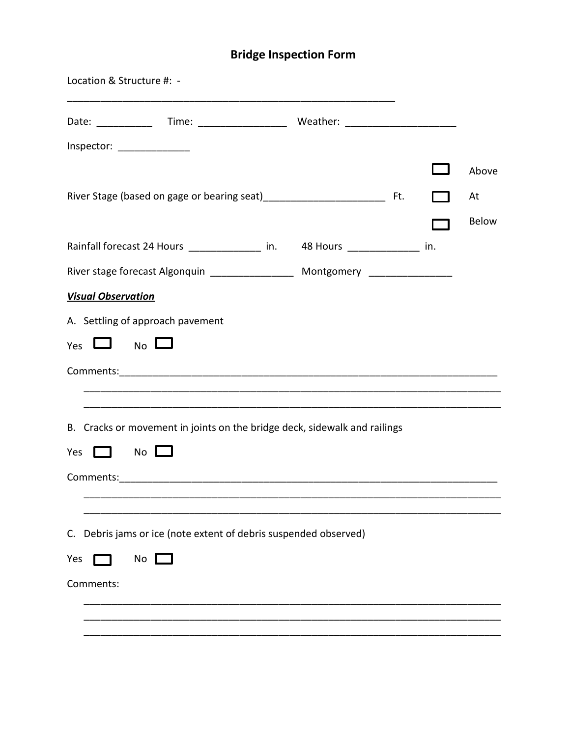# Bridge Inspection Form

Location & Structure #: -

____________________________________________________________

Date: __________ Time: ________________ Weather: ____________________

Inspector: _____________

River Stage (based on gage or bearing seat)______________________ Ft.

☐ Above

☐ At

☐ Below

Rainfall forecast 24 Hours _____________ in. 48 Hours _____________ in.

River stage forecast Algonquin _______________ Montgomery _______________

***Visual Observation***

A. Settling of approach pavement

Yes ☐ No ☐

Comments:_____________________________________________________________________

_______________________________________________________________________________

_______________________________________________________________________________

B. Cracks or movement in joints on the bridge deck, sidewalk and railings

Yes ☐ No ☐

Comments:_____________________________________________________________________

_______________________________________________________________________________

_______________________________________________________________________________

C. Debris jams or ice (note extent of debris suspended observed)

Yes ☐ No ☐

Comments:

_______________________________________________________________________________

_______________________________________________________________________________

_______________________________________________________________________________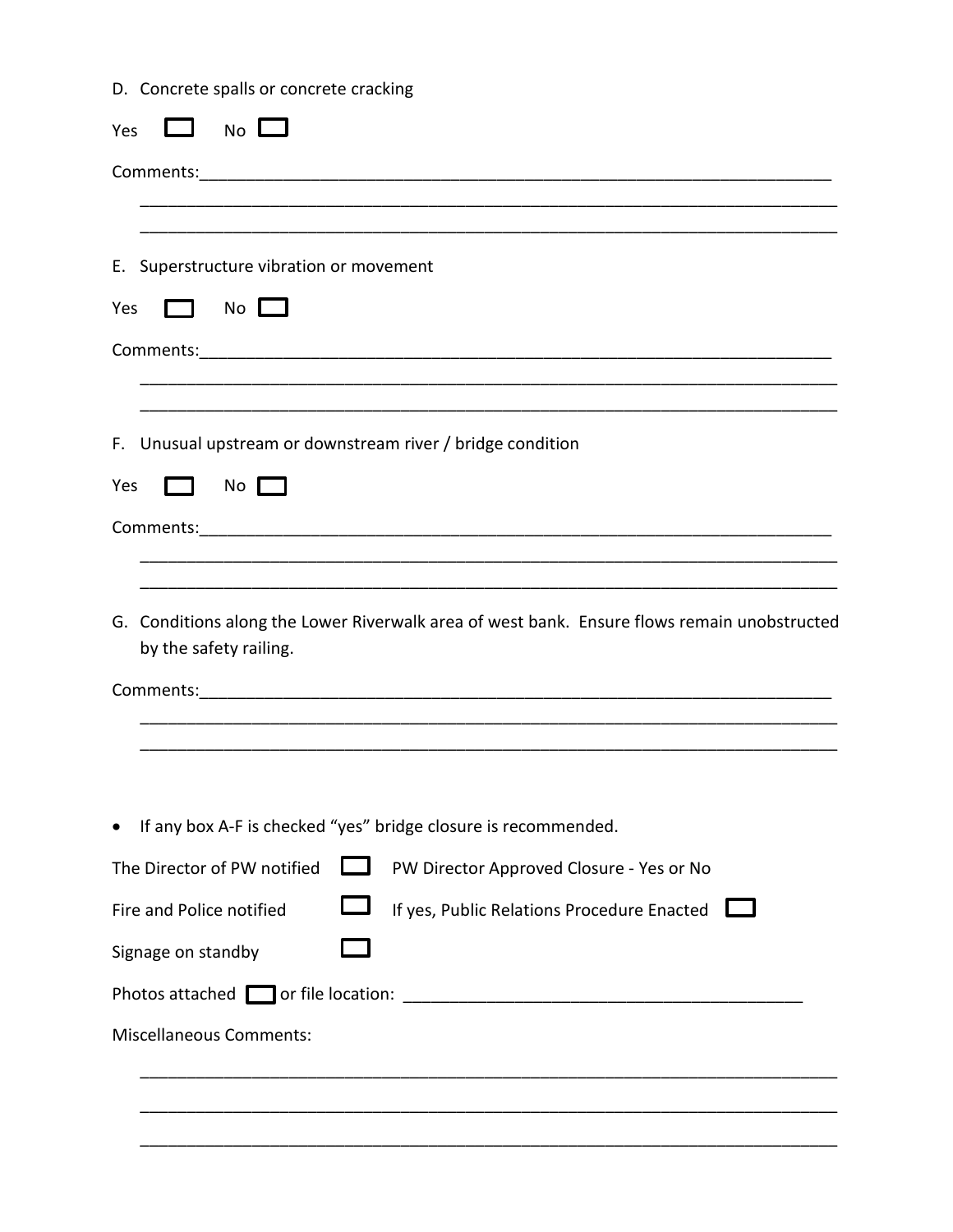D. Concrete spalls or concrete cracking

Yes ☐ No ☐

Comments:______________________________________________________________________

___________________________________________________________________________

___________________________________________________________________________

E. Superstructure vibration or movement

Yes ☐ No ☐

Comments:______________________________________________________________________

___________________________________________________________________________

___________________________________________________________________________

F. Unusual upstream or downstream river / bridge condition

Yes ☐ No ☐

Comments:______________________________________________________________________

___________________________________________________________________________

___________________________________________________________________________

G. Conditions along the Lower Riverwalk area of west bank. Ensure flows remain unobstructed by the safety railing.

Comments:______________________________________________________________________

___________________________________________________________________________

___________________________________________________________________________

- If any box A-F is checked "yes" bridge closure is recommended.

The Director of PW notified ☐ PW Director Approved Closure - Yes or No

Fire and Police notified ☐ If yes, Public Relations Procedure Enacted ☐

Signage on standby ☐

Photos attached ☐ or file location: _____________________________________________

Miscellaneous Comments:

___________________________________________________________________________

___________________________________________________________________________

___________________________________________________________________________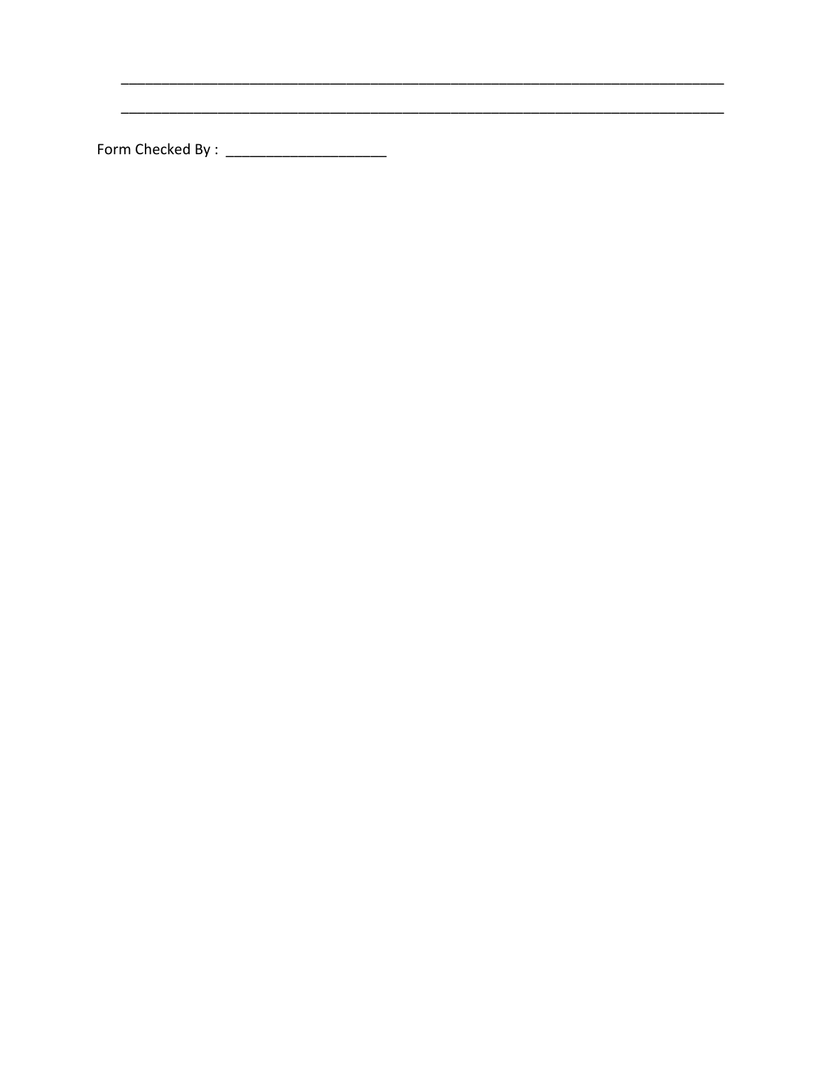______________________________________________________________________________

______________________________________________________________________________

Form Checked By : ____________________